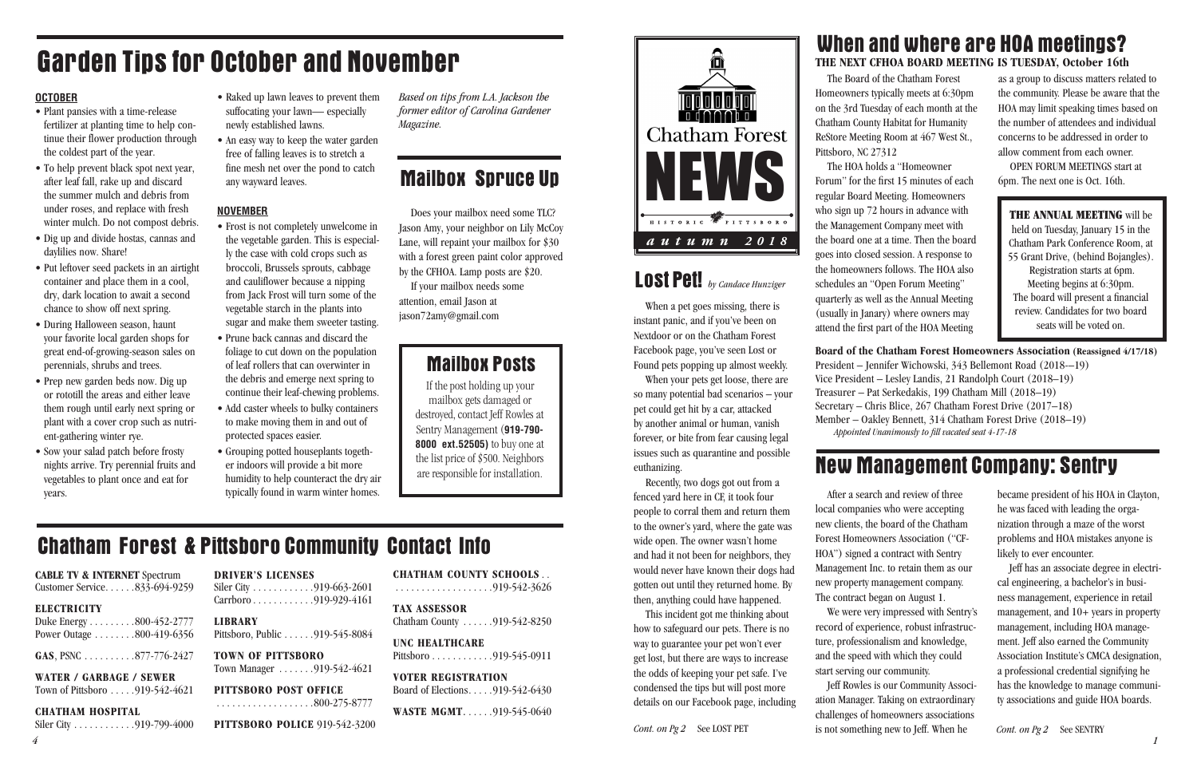# Garden Tips for October and November

**OCTOBER**

- Plant pansies with a time-release fertilizer at planting time to help continue their flower production through the coldest part of the year.
- To help prevent black spot next year, after leaf fall, rake up and discard the summer mulch and debris from under roses, and replace with fresh winter mulch. Do not compost debris.
- Dig up and divide hostas, cannas and daylilies now. Share!
- Put leftover seed packets in an airtight container and place them in a cool, dry, dark location to await a second chance to show off next spring.
- During Halloween season, haunt your favorite local garden shops for great end-of-growing-season sales on perennials, shrubs and trees.
- Prep new garden beds now. Dig up or rototill the areas and either leave them rough until early next spring or plant with a cover crop such as nutrient-gathering winter rye.
- Sow your salad patch before frosty nights arrive. Try perennial fruits and vegetables to plant once and eat for years.
- Raked up lawn leaves to prevent them suffocating your lawn— especially newly established lawns.
- An easy way to keep the water garden free of falling leaves is to stretch a fine mesh net over the pond to catch any wayward leaves.

**NOVEMBER**

- Frost is not completely unwelcome in the vegetable garden. This is especially the case with cold crops such as broccoli, Brussels sprouts, cabbage and cauliflower because a nipping from Jack Frost will turn some of the vegetable starch in the plants into sugar and make them sweeter tasting.
- Prune back cannas and discard the foliage to cut down on the population of leaf rollers that can overwinter in the debris and emerge next spring to continue their leaf-chewing problems.
- Add caster wheels to bulky containers to make moving them in and out of protected spaces easier.
- Grouping potted houseplants together indoors will provide a bit more humidity to help counteract the dry air typically found in warm winter homes.

*Based on tips from L.A. Jackson the former editor of Carolina Gardener Magazine.*

## Mailbox Spruce Up

Does your mailbox need some TLC? Jason Amy, your neighbor on Lily McCoy Lane, will repaint your mailbox for $30 with a forest green paint color approved by the CFHOA. Lamp posts are $20.

If your mailbox needs some attention, email Jason at jason72amy@gmail.com

## Mailbox Posts

If the post holding up your mailbox gets damaged or destroyed, contact Jeff Rowles at Sentry Management (**919-790-8000 ext.52505**) to buy one at the list price of $500. Neighbors are responsible for installation.

# Chatham Forest & Pittsboro Community Contact Info

**CABLE TV & INTERNET** Spectrum Customer Service . . . . . . 833-694-9259

**ELECTRICITY**
Duke Energy . . . . . . . . . 800-452-2777
Power Outage . . . . . . . . 800-419-6356

**GAS**, PSNC . . . . . . . . . . 877-776-2427

**WATER / GARBAGE / SEWER**
Town of Pittsboro . . . . . 919-542-4621

**CHATHAM HOSPITAL**
Siler City . . . . . . . . . . . . 919-799-4000

**DRIVER'S LICENSES**
Siler City . . . . . . . . . . . . 919-663-2601
Carrboro . . . . . . . . . . . . 919-929-4161

**LIBRARY**
Pittsboro, Public . . . . . . 919-545-8084

**TOWN OF PITTSBORO**
Town Manager . . . . . . . 919-542-4621

**PITTSBORO POST OFFICE**
. . . . . . . . . . . . . . . . . . . 800-275-8777

**PITTSBORO POLICE** 919-542-3200

**CHATHAM COUNTY SCHOOLS** . . . . . . . . . . . . . . . . . . . . 919-542-3626

**TAX ASSESSOR**
Chatham County . . . . . . 919-542-8250

**UNC HEALTHCARE**
Pittsboro . . . . . . . . . . . . 919-545-0911

**VOTER REGISTRATION**
Board of Elections . . . . . 919-542-6430

**WASTE MGMT** . . . . . . 919-545-0640

# Chatham Forest NEWS

HISTORIC PITTSBORO

*autumn 2018*

## Lost Pet! *by Candace Hunziger*

When a pet goes missing, there is instant panic, and if you've been on Nextdoor or on the Chatham Forest Facebook page, you've seen Lost or Found pets popping up almost weekly.

When your pets get loose, there are so many potential bad scenarios – your pet could get hit by a car, attacked by another animal or human, vanish forever, or bite from fear causing legal issues such as quarantine and possible euthanizing.

Recently, two dogs got out from a fenced yard here in CF, it took four people to corral them and return them to the owner's yard, where the gate was wide open. The owner wasn't home and had it not been for neighbors, they would never have known their dogs had gotten out until they returned home. By then, anything could have happened.

This incident got me thinking about how to safeguard our pets. There is no way to guarantee your pet won't ever get lost, but there are ways to increase the odds of keeping your pet safe. I've condensed the tips but will post more details on our Facebook page, including

*Cont. on Pg 2* See LOST PET

# When and where are HOA meetings?

**THE NEXT CFHOA BOARD MEETING IS TUESDAY, October 16th**

The Board of the Chatham Forest Homeowners typically meets at 6:30pm on the 3rd Tuesday of each month at the Chatham County Habitat for Humanity ReStore Meeting Room at 467 West St., Pittsboro, NC 27312

The HOA holds a "Homeowner Forum" for the first 15 minutes of each regular Board Meeting. Homeowners who sign up 72 hours in advance with the Management Company meet with the board one at a time. Then the board goes into closed session. A response to the homeowners follows. The HOA also schedules an "Open Forum Meeting" quarterly as well as the Annual Meeting (usually in Janary) where owners may attend the first part of the HOA Meeting as a group to discuss matters related to the community. Please be aware that the HOA may limit speaking times based on the number of attendees and individual concerns to be addressed in order to allow comment from each owner.

OPEN FORUM MEETINGS start at 6pm. The next one is Oct. 16th.

**THE ANNUAL MEETING** will be held on Tuesday, January 15 in the Chatham Park Conference Room, at 55 Grant Drive, (behind Bojangles). Registration starts at 6pm. Meeting begins at 6:30pm. The board will present a financial review. Candidates for two board seats will be voted on.

**Board of the Chatham Forest Homeowners Association (Reassigned 4/17/18)**
President – Jennifer Wichowski, 343 Bellemont Road (2018—19)
Vice President – Lesley Landis, 21 Randolph Court (2018–19)
Treasurer – Pat Serkedakis, 199 Chatham Mill (2018–19)
Secretary – Chris Blice, 267 Chatham Forest Drive (2017–18)
Member – Oakley Bennett, 314 Chatham Forest Drive (2018–19)
*Appointed Unanimously to fill vacated seat 4-17-18*

# New Management Company: Sentry

After a search and review of three local companies who were accepting new clients, the board of the Chatham Forest Homeowners Association ("CF-HOA") signed a contract with Sentry Management Inc. to retain them as our new property management company. The contract began on August 1.

We were very impressed with Sentry's record of experience, robust infrastructure, professionalism and knowledge, and the speed with which they could start serving our community.

Jeff Rowles is our Community Association Manager. Taking on extraordinary challenges of homeowners associations is not something new to Jeff. When he became president of his HOA in Clayton, he was faced with leading the organization through a maze of the worst problems and HOA mistakes anyone is likely to ever encounter.

Jeff has an associate degree in electrical engineering, a bachelor's in business management, experience in retail management, and 10+ years in property management, including HOA management. Jeff also earned the Community Association Institute's CMCA designation, a professional credential signifying he has the knowledge to manage community associations and guide HOA boards.

*Cont. on Pg 2* See SENTRY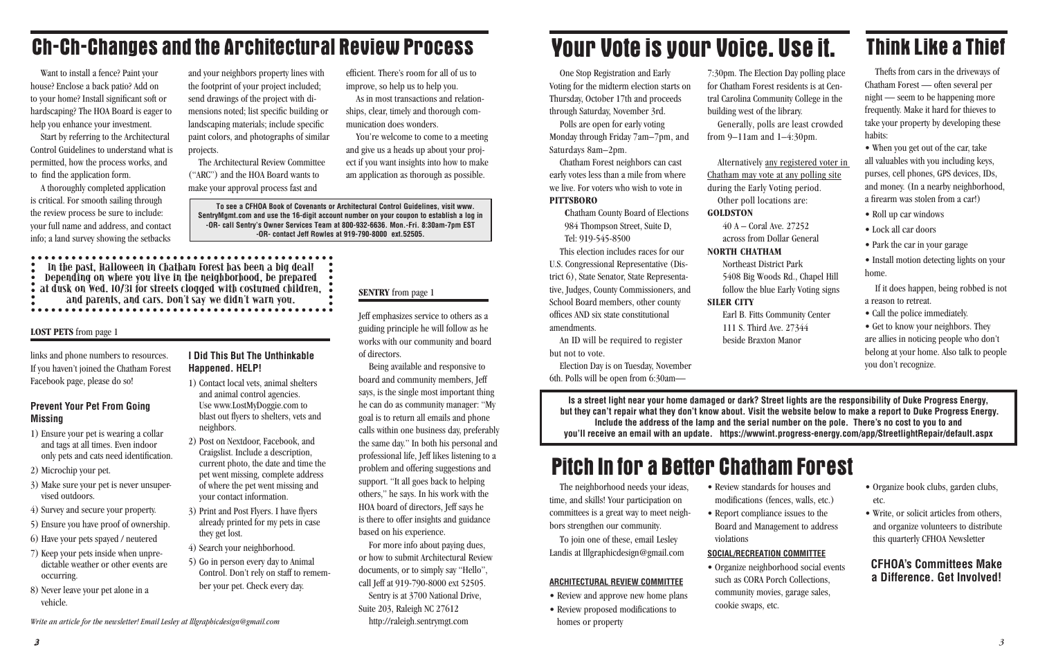# Ch-Ch-Changes and the Architectural Review Process

Want to install a fence? Paint your house? Enclose a back patio? Add on to your home? Install significant soft or hardscaping? The HOA Board is eager to help you enhance your investment.

Start by referring to the Architectural Control Guidelines to understand what is permitted, how the process works, and to find the application form.

A thoroughly completed application is critical. For smooth sailing through the review process be sure to include: your full name and address, and contact info; a land survey showing the setbacks and your neighbors property lines with the footprint of your project included; send drawings of the project with dimensions noted; list specific building or landscaping materials; include specific paint colors, and photographs of similar projects.

The Architectural Review Committee ("ARC") and the HOA Board wants to make your approval process fast and efficient. There's room for all of us to improve, so help us to help you.

As in most transactions and relationships, clear, timely and thorough communication does wonders.

You're welcome to come to a meeting and give us a heads up about your project if you want insights into how to make am application as thorough as possible.

**To see a CFHOA Book of Covenants or Architectural Control Guidelines, visit www. SentryMgmt.com and use the 16-digit account number on your coupon to establish a log in -OR- call Sentry's Owner Services Team at 800-932-6636. Mon.-Fri. 8:30am-7pm EST -OR- contact Jeff Rowles at 919-790-8000 ext.52505.**

In the past, Halloween in Chatham Forest has been a big deal! Depending on where you live in the neighborhood, be prepared at dusk on Wed. 10/31 for streets clogged with costumed children, and parents, and cars. Don't say we didn't warn you.

**LOST PETS** from page 1

links and phone numbers to resources. If you haven't joined the Chatham Forest Facebook page, please do so!

### Prevent Your Pet From Going Missing

1) Ensure your pet is wearing a collar and tags at all times. Even indoor only pets and cats need identification.
2) Microchip your pet.
3) Make sure your pet is never unsupervised outdoors.
4) Survey and secure your property.
5) Ensure you have proof of ownership.
6) Have your pets spayed / neutered
7) Keep your pets inside when unpredictable weather or other events are occurring.
8) Never leave your pet alone in a vehicle.

### I Did This But The Unthinkable Happened. HELP!

1) Contact local vets, animal shelters and animal control agencies. Use www.LostMyDoggie.com to blast out flyers to shelters, vets and neighbors.
2) Post on Nextdoor, Facebook, and Craigslist. Include a description, current photo, the date and time the pet went missing, complete address of where the pet went missing and your contact information.
3) Print and Post Flyers. I have flyers already printed for my pets in case they get lost.
4) Search your neighborhood.
5) Go in person every day to Animal Control. Don't rely on staff to remember your pet. Check every day.

**SENTRY** from page 1

Jeff emphasizes service to others as a guiding principle he will follow as he works with our community and board of directors.

Being available and responsive to board and community members, Jeff says, is the single most important thing he can do as community manager: "My goal is to return all emails and phone calls within one business day, preferably the same day." In both his personal and professional life, Jeff likes listening to a problem and offering suggestions and support. "It all goes back to helping others," he says. In his work with the HOA board of directors, Jeff says he is there to offer insights and guidance based on his experience.

For more info about paying dues, or how to submit Architectural Review documents, or to simply say "Hello", call Jeff at 919-790-8000 ext 52505.

Sentry is at 3700 National Drive, Suite 203, Raleigh NC 27612
http://raleigh.sentrymgt.com

*Write an article for the newsletter! Email Lesley at lllgraphicdesign@gmail.com*

# Your Vote is your Voice. Use it.

One Stop Registration and Early Voting for the midterm election starts on Thursday, October 17th and proceeds through Saturday, November 3rd.

Polls are open for early voting Monday through Friday 7am–7pm, and Saturdays 8am–2pm.

Chatham Forest neighbors can cast early votes less than a mile from where we live. For voters who wish to vote in

**PITTSBORO**

Chatham County Board of Elections
984 Thompson Street, Suite D,
Tel: 919-545-8500

This election includes races for our U.S. Congressional Representative (District 6), State Senator, State Representative, Judges, County Commissioners, and School Board members, other county offices AND six state constitutional amendments.

An ID will be required to register but not to vote.

Election Day is on Tuesday, November 6th. Polls will be open from 6:30am—7:30pm. The Election Day polling place for Chatham Forest residents is at Central Carolina Community College in the building west of the library.

Generally, polls are least crowded from 9–11am and 1–4:30pm.

Alternatively any registered voter in Chatham may vote at any polling site during the Early Voting period.

Other poll locations are:

**GOLDSTON**

40 A – Coral Ave. 27252
across from Dollar General

**NORTH CHATHAM**

Northeast District Park
5408 Big Woods Rd., Chapel Hill
follow the blue Early Voting signs

**SILER CITY**

Earl B. Fitts Community Center
111 S. Third Ave. 27344
beside Braxton Manor

# Think Like a Thief

Thefts from cars in the driveways of Chatham Forest — often several per night — seem to be happening more frequently. Make it hard for thieves to take your property by developing these habits:

- When you get out of the car, take all valuables with you including keys, purses, cell phones, GPS devices, IDs, and money. (In a nearby neighborhood, a firearm was stolen from a car!)
- Roll up car windows
- Lock all car doors
- Park the car in your garage
- Install motion detecting lights on your home.

If it does happen, being robbed is not a reason to retreat.

- Call the police immediately.
- Get to know your neighbors. They are allies in noticing people who don't belong at your home. Also talk to people you don't recognize.

**Is a street light near your home damaged or dark? Street lights are the responsibility of Duke Progress Energy, but they can't repair what they don't know about. Visit the website below to make a report to Duke Progress Energy. Include the address of the lamp and the serial number on the pole. There's no cost to you to and you'll receive an email with an update. https://wwwint.progress-energy.com/app/StreetlightRepair/default.aspx**

# Pitch In for a Better Chatham Forest

The neighborhood needs your ideas, time, and skills! Your participation on committees is a great way to meet neighbors strengthen our community.

To join one of these, email Lesley Landis at lllgraphicdesign@gmail.com

**ARCHITECTURAL REVIEW COMMITTEE**

- Review and approve new home plans
- Review proposed modifications to homes or property
- Review standards for houses and modifications (fences, walls, etc.)
- Report compliance issues to the Board and Management to address violations

**SOCIAL/RECREATION COMMITTEE**

- Organize neighborhood social events such as CORA Porch Collections, community movies, garage sales, cookie swaps, etc.
- Organize book clubs, garden clubs, etc.
- Write, or solicit articles from others, and organize volunteers to distribute this quarterly CFHOA Newsletter

### CFHOA's Committees Make a Difference. Get Involved!